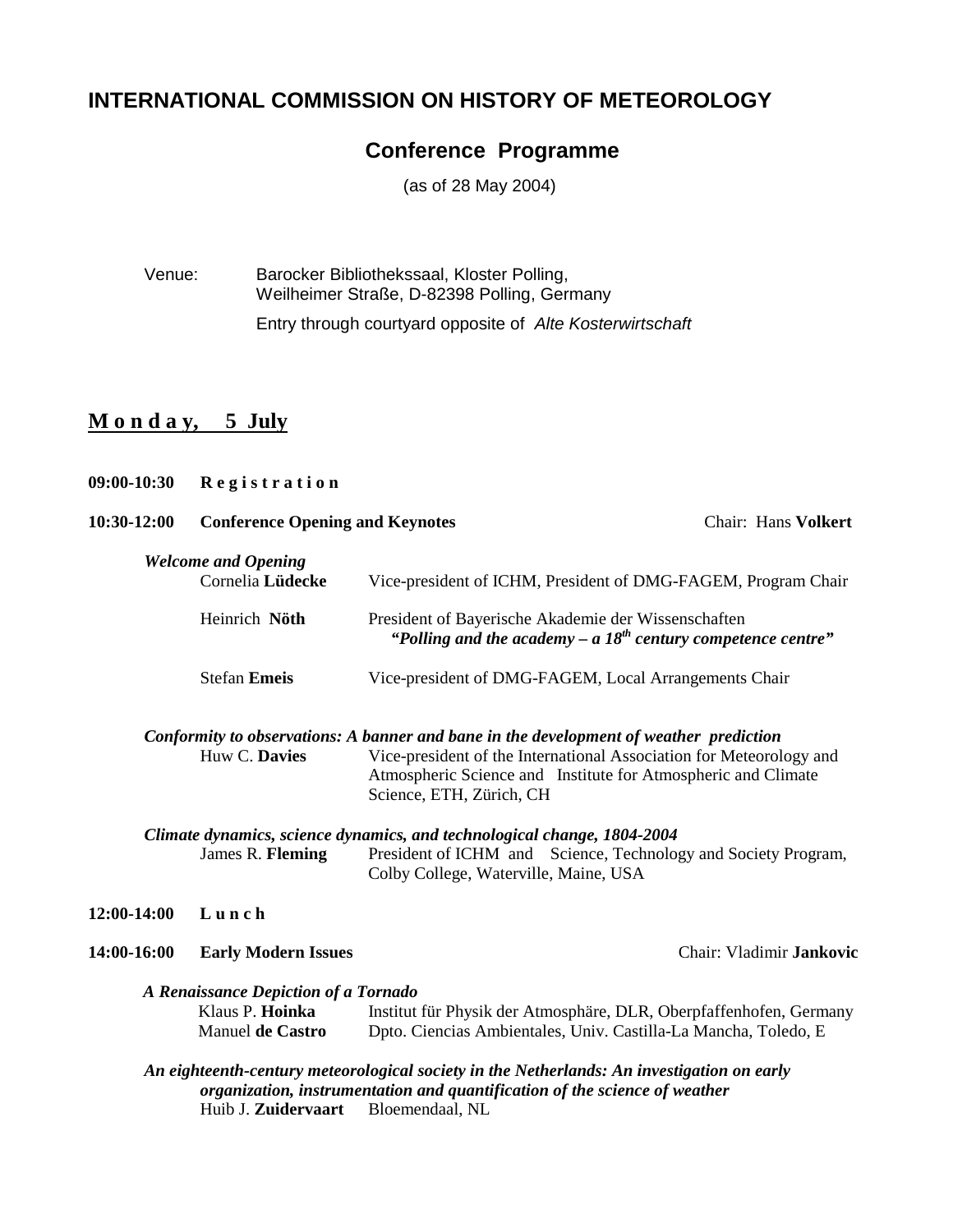# INTERNATIONAL COMMISSION ON HISTORY OF METEOROLOGY

## Conference Programme

(as of 28 May 2004)

Venue: Barocker Bibliothekssaal, Kloster Polling, Weilheimer Straße, D-82398 Polling, Germany

Entry through courtyard opposite of *Alte Kosterwirtschaft*

## **Monday, 5 July**

**09:00-10:30 Registration**

**10:30-12:00 Conference Opening and Keynotes** — Chair: Hans **Volkert**

***Welcome and Opening***

Cornelia **Lüdecke** — Vice-president of ICHM, President of DMG-FAGEM, Program Chair

Heinrich **Nöth** — President of Bayerische Akademie der Wissenschaften
***"Polling and the academy – a 18th century competence centre"***

Stefan **Emeis** — Vice-president of DMG-FAGEM, Local Arrangements Chair

***Conformity to observations: A banner and bane in the development of weather prediction***

Huw C. **Davies** — Vice-president of the International Association for Meteorology and Atmospheric Science and Institute for Atmospheric and Climate Science, ETH, Zürich, CH

***Climate dynamics, science dynamics, and technological change, 1804-2004***

James R. **Fleming** — President of ICHM and Science, Technology and Society Program, Colby College, Waterville, Maine, USA

**12:00-14:00 Lunch**

**14:00-16:00 Early Modern Issues** — Chair: Vladimir **Jankovic**

***A Renaissance Depiction of a Tornado***

Klaus P. **Hoinka** — Institut für Physik der Atmosphäre, DLR, Oberpfaffenhofen, Germany

Manuel **de Castro** — Dpto. Ciencias Ambientales, Univ. Castilla-La Mancha, Toledo, E

***An eighteenth-century meteorological society in the Netherlands: An investigation on early organization, instrumentation and quantification of the science of weather***

Huib J. **Zuidervaart** — Bloemendaal, NL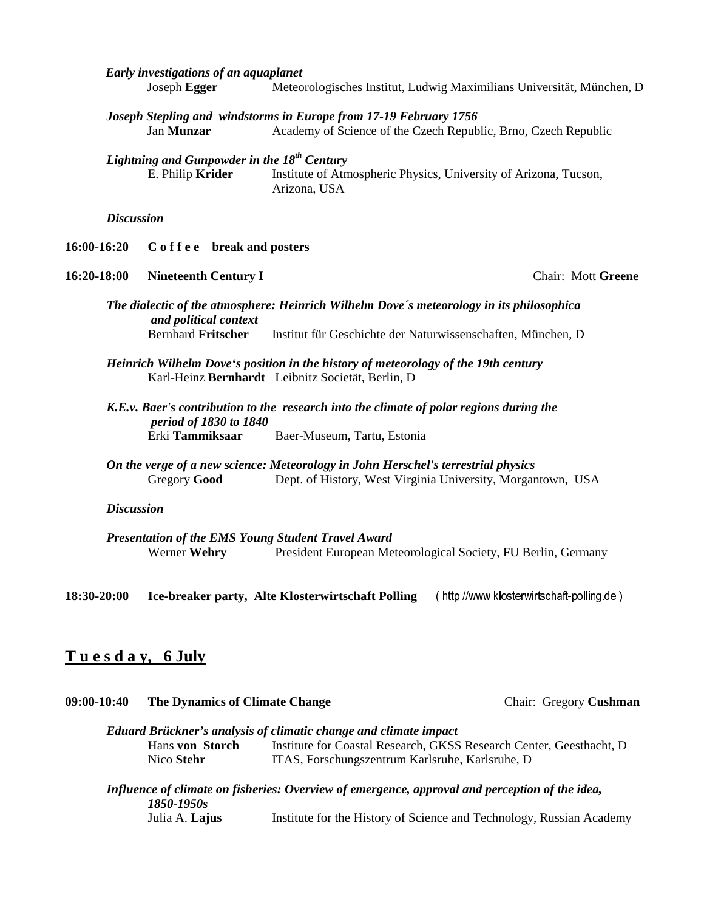*Early investigations of an aquaplanet*
Joseph **Egger** Meteorologisches Institut, Ludwig Maximilians Universität, München, D

*Joseph Stepling and windstorms in Europe from 17-19 February 1756*
Jan **Munzar** Academy of Science of the Czech Republic, Brno, Czech Republic

*Lightning and Gunpowder in the 18th Century*
E. Philip **Krider** Institute of Atmospheric Physics, University of Arizona, Tucson, Arizona, USA

*Discussion*

**16:00-16:20 C o f f e e break and posters**

**16:20-18:00 Nineteenth Century I** Chair: Mott **Greene**

*The dialectic of the atmosphere: Heinrich Wilhelm Dove´s meteorology in its philosophica and political context*
Bernhard **Fritscher** Institut für Geschichte der Naturwissenschaften, München, D

*Heinrich Wilhelm Dove's position in the history of meteorology of the 19th century*
Karl-Heinz **Bernhardt** Leibnitz Societät, Berlin, D

*K.E.v. Baer's contribution to the research into the climate of polar regions during the period of 1830 to 1840*
Erki **Tammiksaar** Baer-Museum, Tartu, Estonia

*On the verge of a new science: Meteorology in John Herschel's terrestrial physics*
Gregory **Good** Dept. of History, West Virginia University, Morgantown, USA

*Discussion*

*Presentation of the EMS Young Student Travel Award*
Werner **Wehry** President European Meteorological Society, FU Berlin, Germany

**18:30-20:00 Ice-breaker party, Alte Klosterwirtschaft Polling** ( http://www.klosterwirtschaft-polling.de )

## **T u e s d a y, 6 July**

**09:00-10:40 The Dynamics of Climate Change** Chair: Gregory **Cushman**

*Eduard Brückner's analysis of climatic change and climate impact*
Hans **von Storch** Institute for Coastal Research, GKSS Research Center, Geesthacht, D
Nico **Stehr** ITAS, Forschungszentrum Karlsruhe, Karlsruhe, D

*Influence of climate on fisheries: Overview of emergence, approval and perception of the idea, 1850-1950s*
Julia A. **Lajus** Institute for the History of Science and Technology, Russian Academy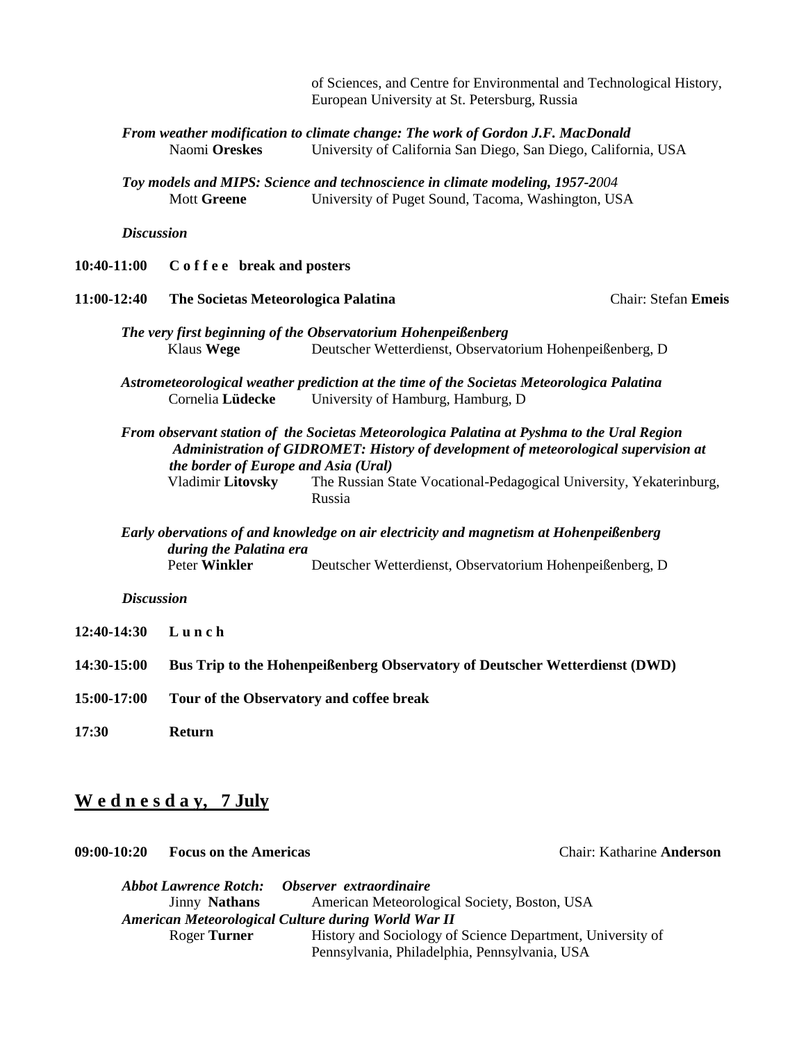of Sciences, and Centre for Environmental and Technological History, European University at St. Petersburg, Russia

***From weather modification to climate change: The work of Gordon J.F. MacDonald***
Naomi **Oreskes** — University of California San Diego, San Diego, California, USA

***Toy models and MIPS: Science and technoscience in climate modeling, 1957-2004***
Mott **Greene** — University of Puget Sound, Tacoma, Washington, USA

***Discussion***

**10:40-11:00 C o f f e e break and posters**

**11:00-12:40 The Societas Meteorologica Palatina** — Chair: Stefan **Emeis**

***The very first beginning of the Observatorium Hohenpeißenberg***
Klaus **Wege** — Deutscher Wetterdienst, Observatorium Hohenpeißenberg, D

***Astrometeorological weather prediction at the time of the Societas Meteorologica Palatina***
Cornelia **Lüdecke** — University of Hamburg, Hamburg, D

***From observant station of the Societas Meteorologica Palatina at Pyshma to the Ural Region Administration of GIDROMET: History of development of meteorological supervision at the border of Europe and Asia (Ural)***
Vladimir **Litovsky** — The Russian State Vocational-Pedagogical University, Yekaterinburg, Russia

***Early obervations of and knowledge on air electricity and magnetism at Hohenpeißenberg during the Palatina era***
Peter **Winkler** — Deutscher Wetterdienst, Observatorium Hohenpeißenberg, D

***Discussion***

**12:40-14:30 L u n c h**

**14:30-15:00 Bus Trip to the Hohenpeißenberg Observatory of Deutscher Wetterdienst (DWD)**

**15:00-17:00 Tour of the Observatory and coffee break**

**17:30 Return**

## W e d n e s d a y, 7 July

**09:00-10:20 Focus on the Americas** — Chair: Katharine **Anderson**

***Abbot Lawrence Rotch: Observer extraordinaire***
Jinny **Nathans** — American Meteorological Society, Boston, USA

***American Meteorological Culture during World War II***
Roger **Turner** — History and Sociology of Science Department, University of Pennsylvania, Philadelphia, Pennsylvania, USA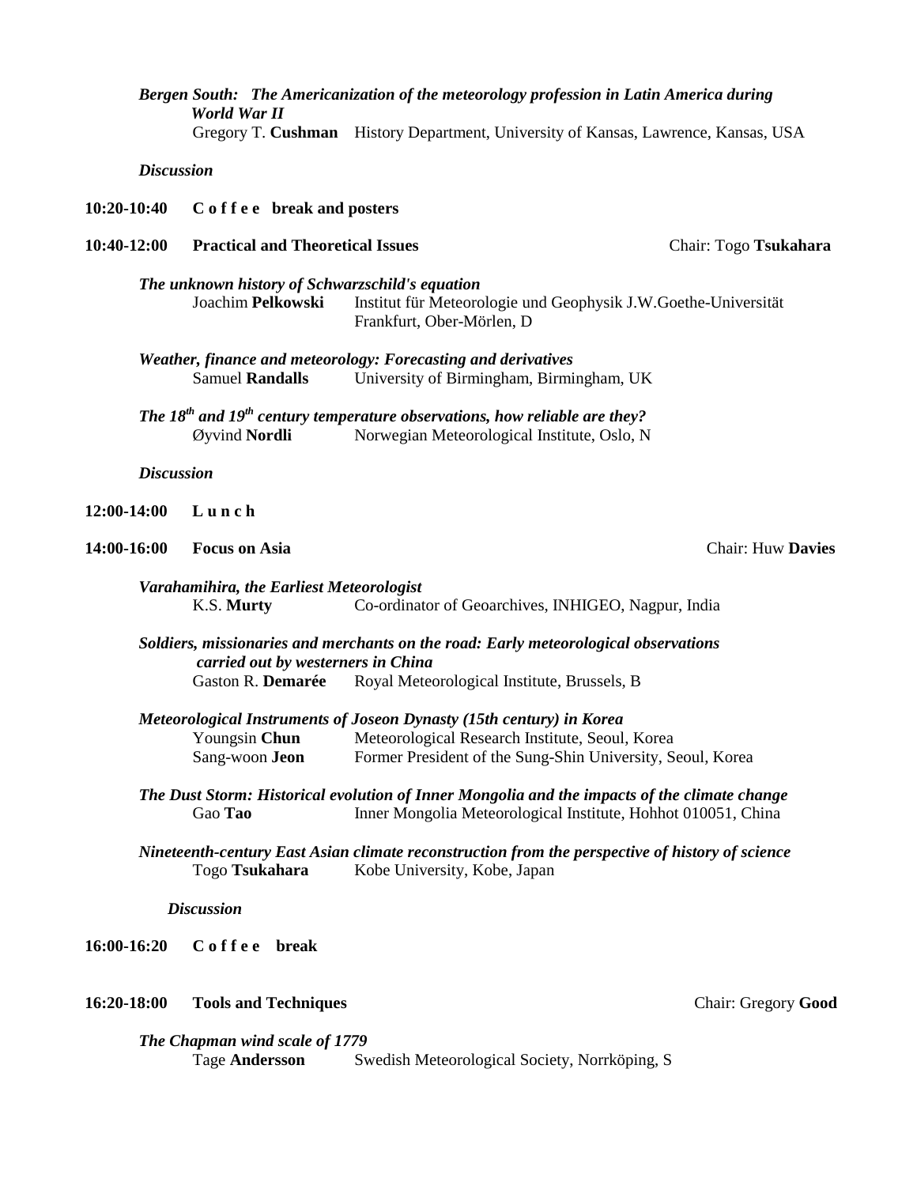***Bergen South: The Americanization of the meteorology profession in Latin America during World War II***
Gregory T. **Cushman** History Department, University of Kansas, Lawrence, Kansas, USA

***Discussion***

**10:20-10:40 C o f f e e break and posters**

**10:40-12:00 Practical and Theoretical Issues** Chair: Togo **Tsukahara**

***The unknown history of Schwarzschild's equation***
Joachim **Pelkowski** Institut für Meteorologie und Geophysik J.W.Goethe-Universität Frankfurt, Ober-Mörlen, D

***Weather, finance and meteorology: Forecasting and derivatives***
Samuel **Randalls** University of Birmingham, Birmingham, UK

***The 18th and 19th century temperature observations, how reliable are they?***
Øyvind **Nordli** Norwegian Meteorological Institute, Oslo, N

***Discussion***

**12:00-14:00 L u n c h**

**14:00-16:00 Focus on Asia** Chair: Huw **Davies**

***Varahamihira, the Earliest Meteorologist***
K.S. **Murty** Co-ordinator of Geoarchives, INHIGEO, Nagpur, India

***Soldiers, missionaries and merchants on the road: Early meteorological observations carried out by westerners in China***
Gaston R. **Demarée** Royal Meteorological Institute, Brussels, B

***Meteorological Instruments of Joseon Dynasty (15th century) in Korea***
Youngsin **Chun** Meteorological Research Institute, Seoul, Korea
Sang-woon **Jeon** Former President of the Sung-Shin University, Seoul, Korea

***The Dust Storm: Historical evolution of Inner Mongolia and the impacts of the climate change***
Gao **Tao** Inner Mongolia Meteorological Institute, Hohhot 010051, China

***Nineteenth-century East Asian climate reconstruction from the perspective of history of science***
Togo **Tsukahara** Kobe University, Kobe, Japan

***Discussion***

**16:00-16:20 C o f f e e break**

**16:20-18:00 Tools and Techniques** Chair: Gregory **Good**

***The Chapman wind scale of 1779***
Tage **Andersson** Swedish Meteorological Society, Norrköping, S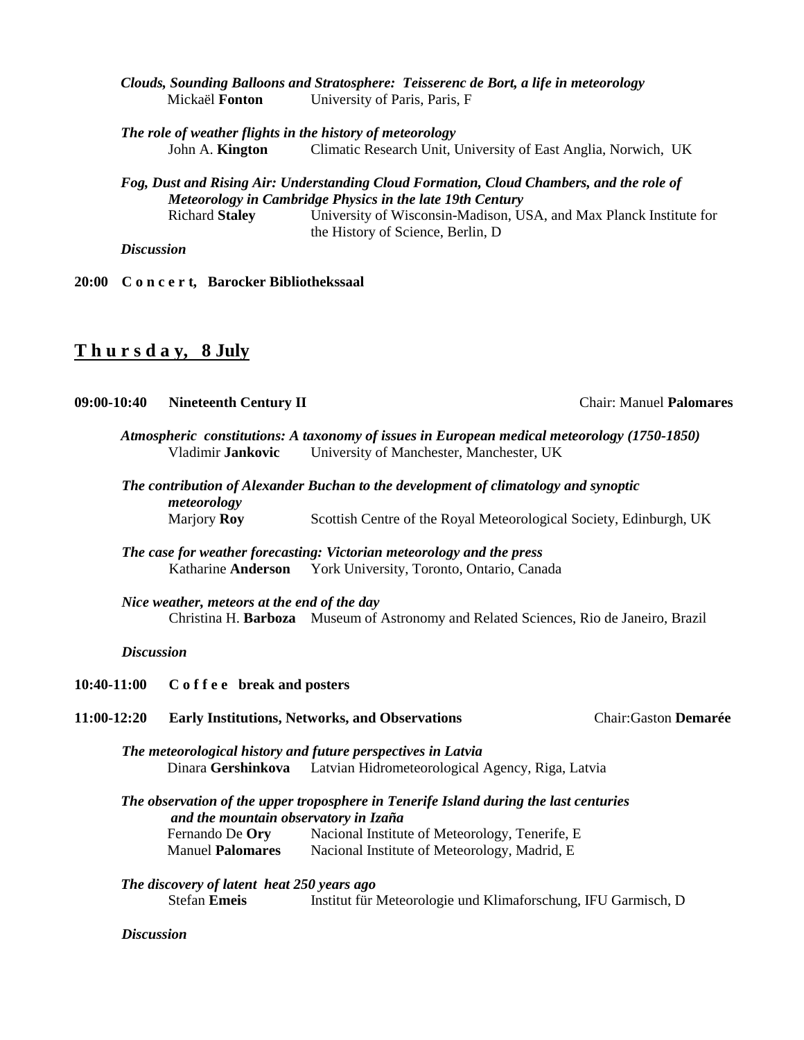*Clouds, Sounding Balloons and Stratosphere: Teisserenc de Bort, a life in meteorology*
Mickaël **Fonton** — University of Paris, Paris, F

*The role of weather flights in the history of meteorology*
John A. **Kington** — Climatic Research Unit, University of East Anglia, Norwich, UK

*Fog, Dust and Rising Air: Understanding Cloud Formation, Cloud Chambers, and the role of Meteorology in Cambridge Physics in the late 19th Century*
Richard **Staley** — University of Wisconsin-Madison, USA, and Max Planck Institute for the History of Science, Berlin, D

*Discussion*

**20:00 C o n c e r t, Barocker Bibliothekssaal**

## T h u r s d a y, 8 July

**09:00-10:40 Nineteenth Century II** — Chair: Manuel **Palomares**

*Atmospheric constitutions: A taxonomy of issues in European medical meteorology (1750-1850)*
Vladimir **Jankovic** — University of Manchester, Manchester, UK

*The contribution of Alexander Buchan to the development of climatology and synoptic meteorology*
Marjory **Roy** — Scottish Centre of the Royal Meteorological Society, Edinburgh, UK

*The case for weather forecasting: Victorian meteorology and the press*
Katharine **Anderson** — York University, Toronto, Ontario, Canada

*Nice weather, meteors at the end of the day*
Christina H. **Barboza** — Museum of Astronomy and Related Sciences, Rio de Janeiro, Brazil

*Discussion*

**10:40-11:00 C o f f e e break and posters**

**11:00-12:20 Early Institutions, Networks, and Observations** — Chair: Gaston **Demarée**

*The meteorological history and future perspectives in Latvia*
Dinara **Gershinkova** — Latvian Hidrometeorological Agency, Riga, Latvia

*The observation of the upper troposphere in Tenerife Island during the last centuries and the mountain observatory in Izaña*
Fernando De **Ory** — Nacional Institute of Meteorology, Tenerife, E
Manuel **Palomares** — Nacional Institute of Meteorology, Madrid, E

*The discovery of latent heat 250 years ago*
Stefan **Emeis** — Institut für Meteorologie und Klimaforschung, IFU Garmisch, D

*Discussion*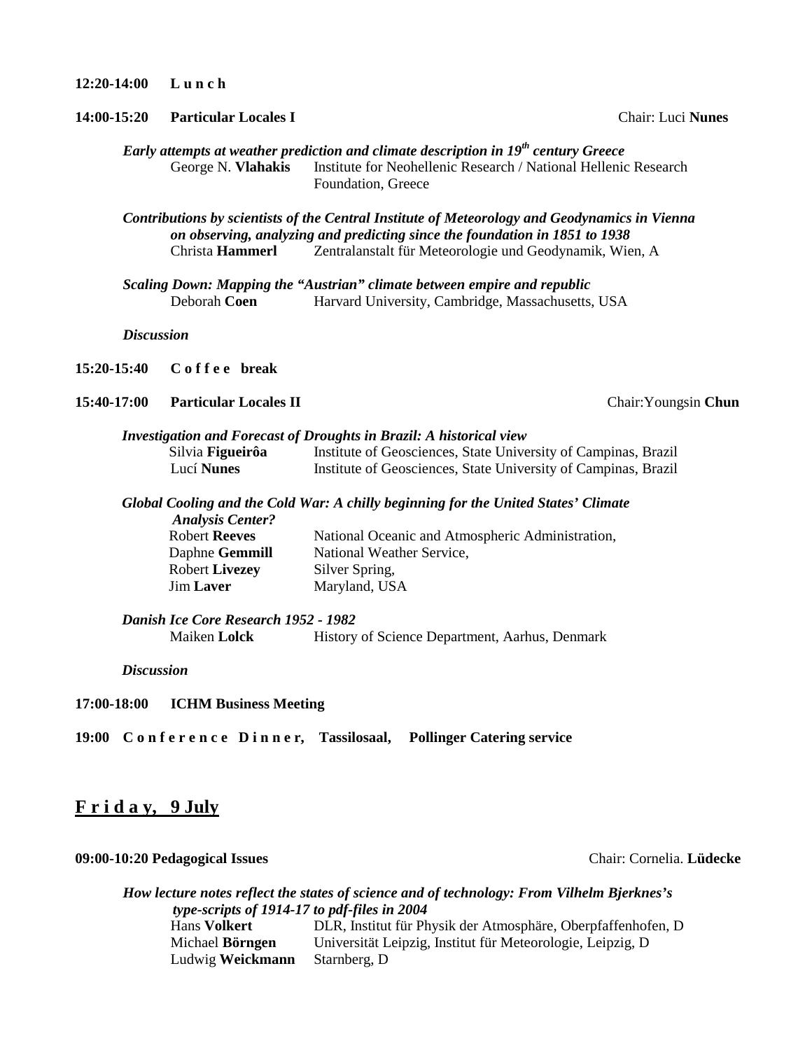**12:20-14:00 L u n c h**

**14:00-15:20 Particular Locales I** Chair: Luci **Nunes**

*Early attempts at weather prediction and climate description in 19th century Greece*

George N. **Vlahakis** — Institute for Neohellenic Research / National Hellenic Research Foundation, Greece

*Contributions by scientists of the Central Institute of Meteorology and Geodynamics in Vienna on observing, analyzing and predicting since the foundation in 1851 to 1938*

Christa **Hammerl** — Zentralanstalt für Meteorologie und Geodynamik, Wien, A

*Scaling Down: Mapping the "Austrian" climate between empire and republic*

Deborah **Coen** — Harvard University, Cambridge, Massachusetts, USA

*Discussion*

**15:20-15:40 C o f f e e break**

**15:40-17:00 Particular Locales II** Chair: Youngsin **Chun**

*Investigation and Forecast of Droughts in Brazil: A historical view*

Silvia **Figueirôa** — Institute of Geosciences, State University of Campinas, Brazil
Lucí **Nunes** — Institute of Geosciences, State University of Campinas, Brazil

*Global Cooling and the Cold War: A chilly beginning for the United States' Climate Analysis Center?*

Robert **Reeves**, Daphne **Gemmill**, Robert **Livezey**, Jim **Laver** — National Oceanic and Atmospheric Administration, National Weather Service, Silver Spring, Maryland, USA

*Danish Ice Core Research 1952 - 1982*

Maiken **Lolck** — History of Science Department, Aarhus, Denmark

*Discussion*

**17:00-18:00 ICHM Business Meeting**

**19:00 C o n f e r e n c e D i n n e r, Tassilosaal, Pollinger Catering service**

## F r i d a y, 9 July

**09:00-10:20 Pedagogical Issues** Chair: Cornelia. **Lüdecke**

*How lecture notes reflect the states of science and of technology: From Vilhelm Bjerknes's type-scripts of 1914-17 to pdf-files in 2004*

Hans **Volkert** — DLR, Institut für Physik der Atmosphäre, Oberpfaffenhofen, D
Michael **Börngen** — Universität Leipzig, Institut für Meteorologie, Leipzig, D
Ludwig **Weickmann** — Starnberg, D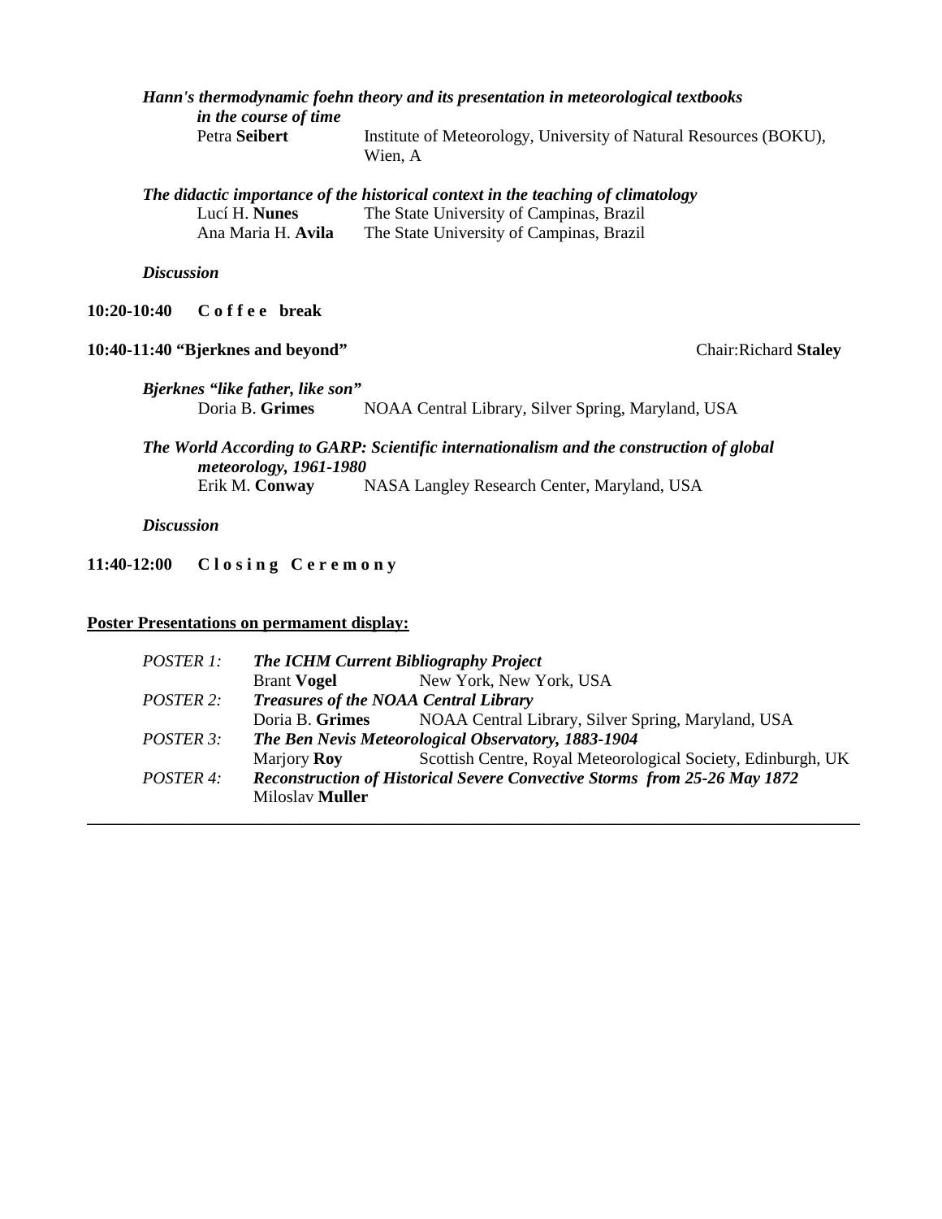*Hann's thermodynamic foehn theory and its presentation in meteorological textbooks in the course of time*

Petra **Seibert** — Institute of Meteorology, University of Natural Resources (BOKU), Wien, A

*The didactic importance of the historical context in the teaching of climatology*

Lucí H. **Nunes** — The State University of Campinas, Brazil
Ana Maria H. **Avila** — The State University of Campinas, Brazil

*Discussion*

**10:20-10:40 C o f f e e break**

**10:40-11:40 "Bjerknes and beyond"** — Chair:Richard **Staley**

*Bjerknes "like father, like son"*

Doria B. **Grimes** — NOAA Central Library, Silver Spring, Maryland, USA

*The World According to GARP: Scientific internationalism and the construction of global meteorology, 1961-1980*

Erik M. **Conway** — NASA Langley Research Center, Maryland, USA

*Discussion*

**11:40-12:00 C l o s i n g C e r e m o n y**

**Poster Presentations on permament display:**

*POSTER 1:* ***The ICHM Current Bibliography Project***
Brant **Vogel** — New York, New York, USA

*POSTER 2:* ***Treasures of the NOAA Central Library***
Doria B. **Grimes** — NOAA Central Library, Silver Spring, Maryland, USA

*POSTER 3:* ***The Ben Nevis Meteorological Observatory, 1883-1904***
Marjory **Roy** — Scottish Centre, Royal Meteorological Society, Edinburgh, UK

*POSTER 4:* ***Reconstruction of Historical Severe Convective Storms from 25-26 May 1872***
Miloslav **Muller**